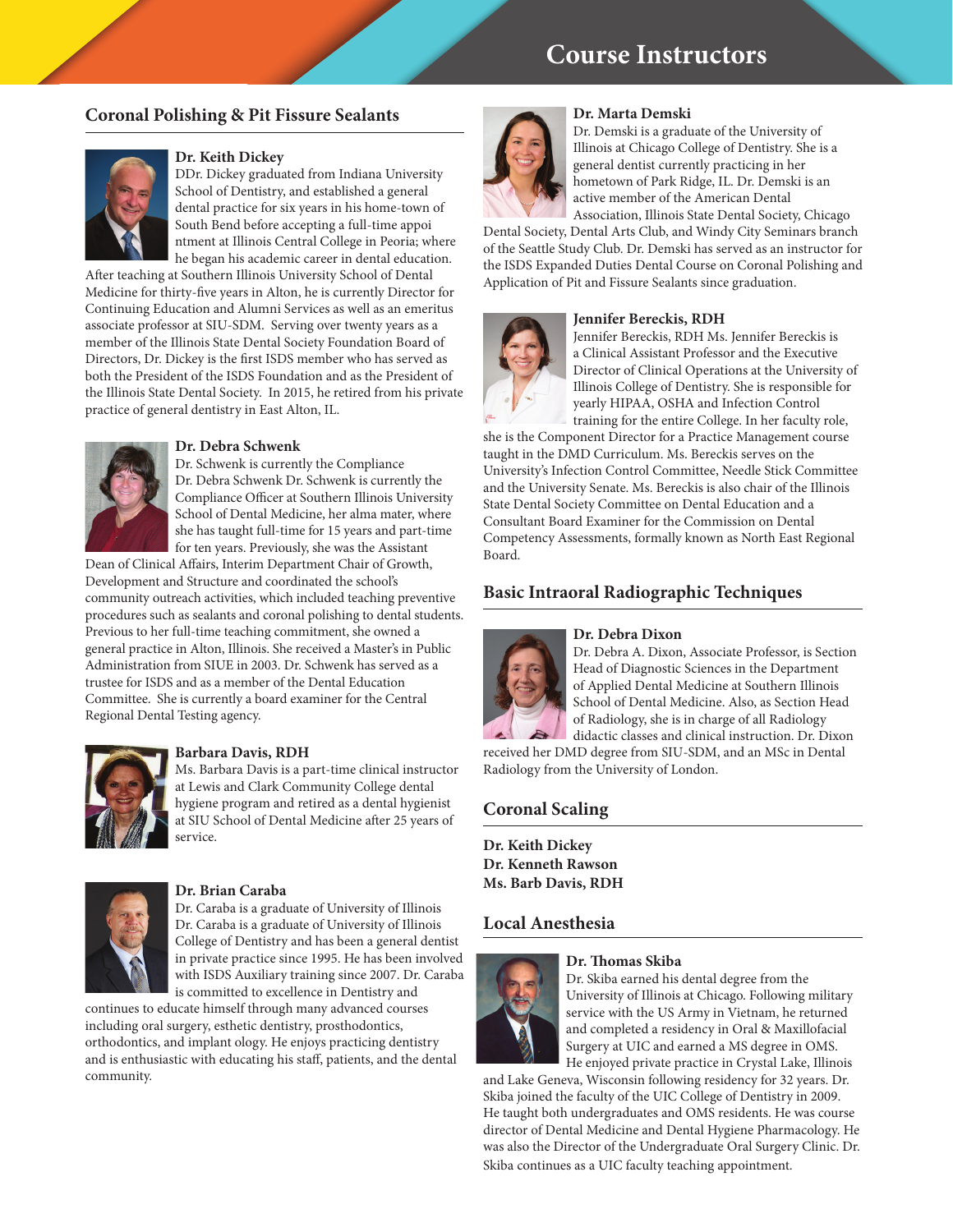# Course Instructors

## Coronal Polishing & Pit Fissure Sealants

### Dr. Keith Dickey

DDr. Dickey graduated from Indiana University School of Dentistry, and established a general dental practice for six years in his home-town of South Bend before accepting a full-time appoi ntment at Illinois Central College in Peoria; where he began his academic career in dental education. After teaching at Southern Illinois University School of Dental Medicine for thirty-five years in Alton, he is currently Director for Continuing Education and Alumni Services as well as an emeritus associate professor at SIU-SDM. Serving over twenty years as a member of the Illinois State Dental Society Foundation Board of Directors, Dr. Dickey is the first ISDS member who has served as both the President of the ISDS Foundation and as the President of the Illinois State Dental Society. In 2015, he retired from his private practice of general dentistry in East Alton, IL.

### Dr. Debra Schwenk

Dr. Schwenk is currently the Compliance Dr. Debra Schwenk Dr. Schwenk is currently the Compliance Officer at Southern Illinois University School of Dental Medicine, her alma mater, where she has taught full-time for 15 years and part-time for ten years. Previously, she was the Assistant Dean of Clinical Affairs, Interim Department Chair of Growth, Development and Structure and coordinated the school's community outreach activities, which included teaching preventive procedures such as sealants and coronal polishing to dental students. Previous to her full-time teaching commitment, she owned a general practice in Alton, Illinois. She received a Master's in Public Administration from SIUE in 2003. Dr. Schwenk has served as a trustee for ISDS and as a member of the Dental Education Committee. She is currently a board examiner for the Central Regional Dental Testing agency.

### Barbara Davis, RDH

Ms. Barbara Davis is a part-time clinical instructor at Lewis and Clark Community College dental hygiene program and retired as a dental hygienist at SIU School of Dental Medicine after 25 years of service.

### Dr. Brian Caraba

Dr. Caraba is a graduate of University of Illinois Dr. Caraba is a graduate of University of Illinois College of Dentistry and has been a general dentist in private practice since 1995. He has been involved with ISDS Auxiliary training since 2007. Dr. Caraba is committed to excellence in Dentistry and continues to educate himself through many advanced courses including oral surgery, esthetic dentistry, prosthodontics, orthodontics, and implant ology. He enjoys practicing dentistry and is enthusiastic with educating his staff, patients, and the dental community.

### Dr. Marta Demski

Dr. Demski is a graduate of the University of Illinois at Chicago College of Dentistry. She is a general dentist currently practicing in her hometown of Park Ridge, IL. Dr. Demski is an active member of the American Dental Association, Illinois State Dental Society, Chicago Dental Society, Dental Arts Club, and Windy City Seminars branch of the Seattle Study Club. Dr. Demski has served as an instructor for the ISDS Expanded Duties Dental Course on Coronal Polishing and Application of Pit and Fissure Sealants since graduation.

### Jennifer Bereckis, RDH

Jennifer Bereckis, RDH Ms. Jennifer Bereckis is a Clinical Assistant Professor and the Executive Director of Clinical Operations at the University of Illinois College of Dentistry. She is responsible for yearly HIPAA, OSHA and Infection Control training for the entire College. In her faculty role, she is the Component Director for a Practice Management course taught in the DMD Curriculum. Ms. Bereckis serves on the University's Infection Control Committee, Needle Stick Committee and the University Senate. Ms. Bereckis is also chair of the Illinois State Dental Society Committee on Dental Education and a Consultant Board Examiner for the Commission on Dental Competency Assessments, formally known as North East Regional Board.

## Basic Intraoral Radiographic Techniques

### Dr. Debra Dixon

Dr. Debra A. Dixon, Associate Professor, is Section Head of Diagnostic Sciences in the Department of Applied Dental Medicine at Southern Illinois School of Dental Medicine. Also, as Section Head of Radiology, she is in charge of all Radiology didactic classes and clinical instruction. Dr. Dixon received her DMD degree from SIU-SDM, and an MSc in Dental Radiology from the University of London.

## Coronal Scaling

**Dr. Keith Dickey**
**Dr. Kenneth Rawson**
**Ms. Barb Davis, RDH**

## Local Anesthesia

### Dr. Thomas Skiba

Dr. Skiba earned his dental degree from the University of Illinois at Chicago. Following military service with the US Army in Vietnam, he returned and completed a residency in Oral & Maxillofacial Surgery at UIC and earned a MS degree in OMS. He enjoyed private practice in Crystal Lake, Illinois and Lake Geneva, Wisconsin following residency for 32 years. Dr. Skiba joined the faculty of the UIC College of Dentistry in 2009. He taught both undergraduates and OMS residents. He was course director of Dental Medicine and Dental Hygiene Pharmacology. He was also the Director of the Undergraduate Oral Surgery Clinic. Dr. Skiba continues as a UIC faculty teaching appointment.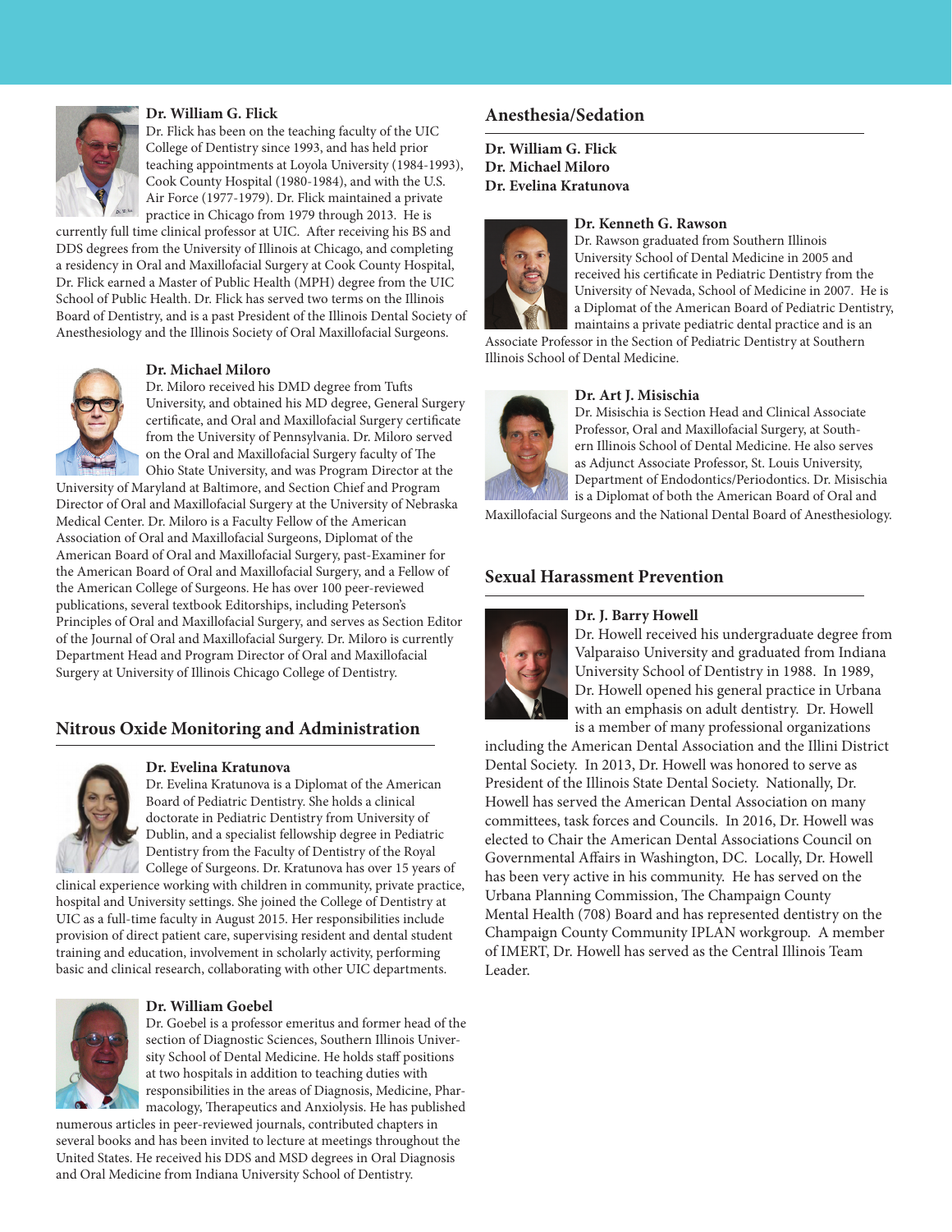**Dr. William G. Flick**

Dr. Flick has been on the teaching faculty of the UIC College of Dentistry since 1993, and has held prior teaching appointments at Loyola University (1984-1993), Cook County Hospital (1980-1984), and with the U.S. Air Force (1977-1979). Dr. Flick maintained a private practice in Chicago from 1979 through 2013. He is currently full time clinical professor at UIC. After receiving his BS and DDS degrees from the University of Illinois at Chicago, and completing a residency in Oral and Maxillofacial Surgery at Cook County Hospital, Dr. Flick earned a Master of Public Health (MPH) degree from the UIC School of Public Health. Dr. Flick has served two terms on the Illinois Board of Dentistry, and is a past President of the Illinois Dental Society of Anesthesiology and the Illinois Society of Oral Maxillofacial Surgeons.

**Dr. Michael Miloro**

Dr. Miloro received his DMD degree from Tufts University, and obtained his MD degree, General Surgery certificate, and Oral and Maxillofacial Surgery certificate from the University of Pennsylvania. Dr. Miloro served on the Oral and Maxillofacial Surgery faculty of The Ohio State University, and was Program Director at the University of Maryland at Baltimore, and Section Chief and Program Director of Oral and Maxillofacial Surgery at the University of Nebraska Medical Center. Dr. Miloro is a Faculty Fellow of the American Association of Oral and Maxillofacial Surgeons, Diplomat of the American Board of Oral and Maxillofacial Surgery, past-Examiner for the American Board of Oral and Maxillofacial Surgery, and a Fellow of the American College of Surgeons. He has over 100 peer-reviewed publications, several textbook Editorships, including Peterson's Principles of Oral and Maxillofacial Surgery, and serves as Section Editor of the Journal of Oral and Maxillofacial Surgery. Dr. Miloro is currently Department Head and Program Director of Oral and Maxillofacial Surgery at University of Illinois Chicago College of Dentistry.

## Nitrous Oxide Monitoring and Administration

**Dr. Evelina Kratunova**

Dr. Evelina Kratunova is a Diplomat of the American Board of Pediatric Dentistry. She holds a clinical doctorate in Pediatric Dentistry from University of Dublin, and a specialist fellowship degree in Pediatric Dentistry from the Faculty of Dentistry of the Royal College of Surgeons. Dr. Kratunova has over 15 years of clinical experience working with children in community, private practice, hospital and University settings. She joined the College of Dentistry at UIC as a full-time faculty in August 2015. Her responsibilities include provision of direct patient care, supervising resident and dental student training and education, involvement in scholarly activity, performing basic and clinical research, collaborating with other UIC departments.

**Dr. William Goebel**

Dr. Goebel is a professor emeritus and former head of the section of Diagnostic Sciences, Southern Illinois University School of Dental Medicine. He holds staff positions at two hospitals in addition to teaching duties with responsibilities in the areas of Diagnosis, Medicine, Pharmacology, Therapeutics and Anxiolysis. He has published numerous articles in peer-reviewed journals, contributed chapters in several books and has been invited to lecture at meetings throughout the United States. He received his DDS and MSD degrees in Oral Diagnosis and Oral Medicine from Indiana University School of Dentistry.

## Anesthesia/Sedation

**Dr. William G. Flick**
**Dr. Michael Miloro**
**Dr. Evelina Kratunova**

**Dr. Kenneth G. Rawson**

Dr. Rawson graduated from Southern Illinois University School of Dental Medicine in 2005 and received his certificate in Pediatric Dentistry from the University of Nevada, School of Medicine in 2007. He is a Diplomat of the American Board of Pediatric Dentistry, maintains a private pediatric dental practice and is an Associate Professor in the Section of Pediatric Dentistry at Southern Illinois School of Dental Medicine.

**Dr. Art J. Misischia**

Dr. Misischia is Section Head and Clinical Associate Professor, Oral and Maxillofacial Surgery, at Southern Illinois School of Dental Medicine. He also serves as Adjunct Associate Professor, St. Louis University, Department of Endodontics/Periodontics. Dr. Misischia is a Diplomat of both the American Board of Oral and Maxillofacial Surgeons and the National Dental Board of Anesthesiology.

## Sexual Harassment Prevention

**Dr. J. Barry Howell**

Dr. Howell received his undergraduate degree from Valparaiso University and graduated from Indiana University School of Dentistry in 1988. In 1989, Dr. Howell opened his general practice in Urbana with an emphasis on adult dentistry. Dr. Howell is a member of many professional organizations including the American Dental Association and the Illini District Dental Society. In 2013, Dr. Howell was honored to serve as President of the Illinois State Dental Society. Nationally, Dr. Howell has served the American Dental Association on many committees, task forces and Councils. In 2016, Dr. Howell was elected to Chair the American Dental Associations Council on Governmental Affairs in Washington, DC. Locally, Dr. Howell has been very active in his community. He has served on the Urbana Planning Commission, The Champaign County Mental Health (708) Board and has represented dentistry on the Champaign County Community IPLAN workgroup. A member of IMERT, Dr. Howell has served as the Central Illinois Team Leader.